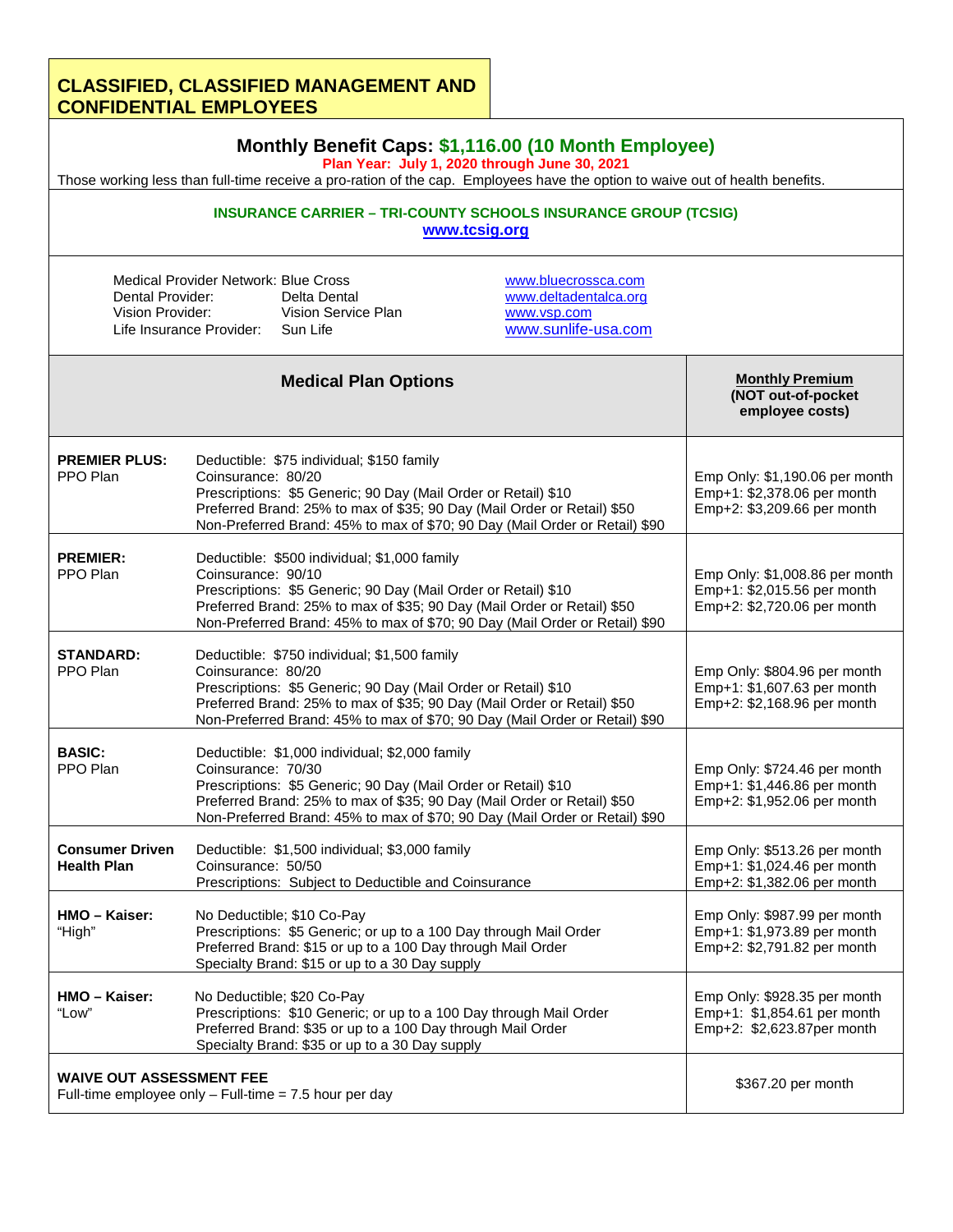# CLASSIFIED, CLASSIFIED MANAGEMENT AND CONFIDENTIAL EMPLOYEES

## Monthly Benefit Caps: $1,116.00 (10 Month Employee)

**Plan Year: July 1, 2020 through June 30, 2021**

Those working less than full-time receive a pro-ration of the cap. Employees have the option to waive out of health benefits.

**INSURANCE CARRIER – TRI-COUNTY SCHOOLS INSURANCE GROUP (TCSIG)**
**www.tcsig.org**

| | | |
|---|---|---|
| Medical Provider Network: | Blue Cross | www.bluecrossca.com |
| Dental Provider: | Delta Dental | www.deltadentalca.org |
| Vision Provider: | Vision Service Plan | www.vsp.com |
| Life Insurance Provider: | Sun Life | www.sunlife-usa.com |

| Medical Plan Options | | Monthly Premium (NOT out-of-pocket employee costs) |
|---|---|---|
| **PREMIER PLUS:** PPO Plan | Deductible: $75 individual; $150 family<br>Coinsurance: 80/20<br>Prescriptions: $5 Generic; 90 Day (Mail Order or Retail) $10<br>Preferred Brand: 25% to max of $35; 90 Day (Mail Order or Retail) $50<br>Non-Preferred Brand: 45% to max of $70; 90 Day (Mail Order or Retail) $90 | Emp Only: $1,190.06 per month<br>Emp+1: $2,378.06 per month<br>Emp+2: $3,209.66 per month |
| **PREMIER:** PPO Plan | Deductible: $500 individual; $1,000 family<br>Coinsurance: 90/10<br>Prescriptions: $5 Generic; 90 Day (Mail Order or Retail) $10<br>Preferred Brand: 25% to max of $35; 90 Day (Mail Order or Retail) $50<br>Non-Preferred Brand: 45% to max of $70; 90 Day (Mail Order or Retail) $90 | Emp Only: $1,008.86 per month<br>Emp+1: $2,015.56 per month<br>Emp+2: $2,720.06 per month |
| **STANDARD:** PPO Plan | Deductible: $750 individual; $1,500 family<br>Coinsurance: 80/20<br>Prescriptions: $5 Generic; 90 Day (Mail Order or Retail) $10<br>Preferred Brand: 25% to max of $35; 90 Day (Mail Order or Retail) $50<br>Non-Preferred Brand: 45% to max of $70; 90 Day (Mail Order or Retail) $90 | Emp Only: $804.96 per month<br>Emp+1: $1,607.63 per month<br>Emp+2: $2,168.96 per month |
| **BASIC:** PPO Plan | Deductible: $1,000 individual; $2,000 family<br>Coinsurance: 70/30<br>Prescriptions: $5 Generic; 90 Day (Mail Order or Retail) $10<br>Preferred Brand: 25% to max of $35; 90 Day (Mail Order or Retail) $50<br>Non-Preferred Brand: 45% to max of $70; 90 Day (Mail Order or Retail) $90 | Emp Only: $724.46 per month<br>Emp+1: $1,446.86 per month<br>Emp+2: $1,952.06 per month |
| **Consumer Driven Health Plan** | Deductible: $1,500 individual; $3,000 family<br>Coinsurance: 50/50<br>Prescriptions: Subject to Deductible and Coinsurance | Emp Only: $513.26 per month<br>Emp+1: $1,024.46 per month<br>Emp+2: $1,382.06 per month |
| **HMO – Kaiser:** "High" | No Deductible; $10 Co-Pay<br>Prescriptions: $5 Generic; or up to a 100 Day through Mail Order<br>Preferred Brand: $15 or up to a 100 Day through Mail Order<br>Specialty Brand: $15 or up to a 30 Day supply | Emp Only: $987.99 per month<br>Emp+1: $1,973.89 per month<br>Emp+2: $2,791.82 per month |
| **HMO – Kaiser:** "Low" | No Deductible; $20 Co-Pay<br>Prescriptions: $10 Generic; or up to a 100 Day through Mail Order<br>Preferred Brand: $35 or up to a 100 Day through Mail Order<br>Specialty Brand: $35 or up to a 30 Day supply | Emp Only: $928.35 per month<br>Emp+1: $1,854.61 per month<br>Emp+2: $2,623.87per month |
| **WAIVE OUT ASSESSMENT FEE**<br>Full-time employee only – Full-time = 7.5 hour per day | | $367.20 per month |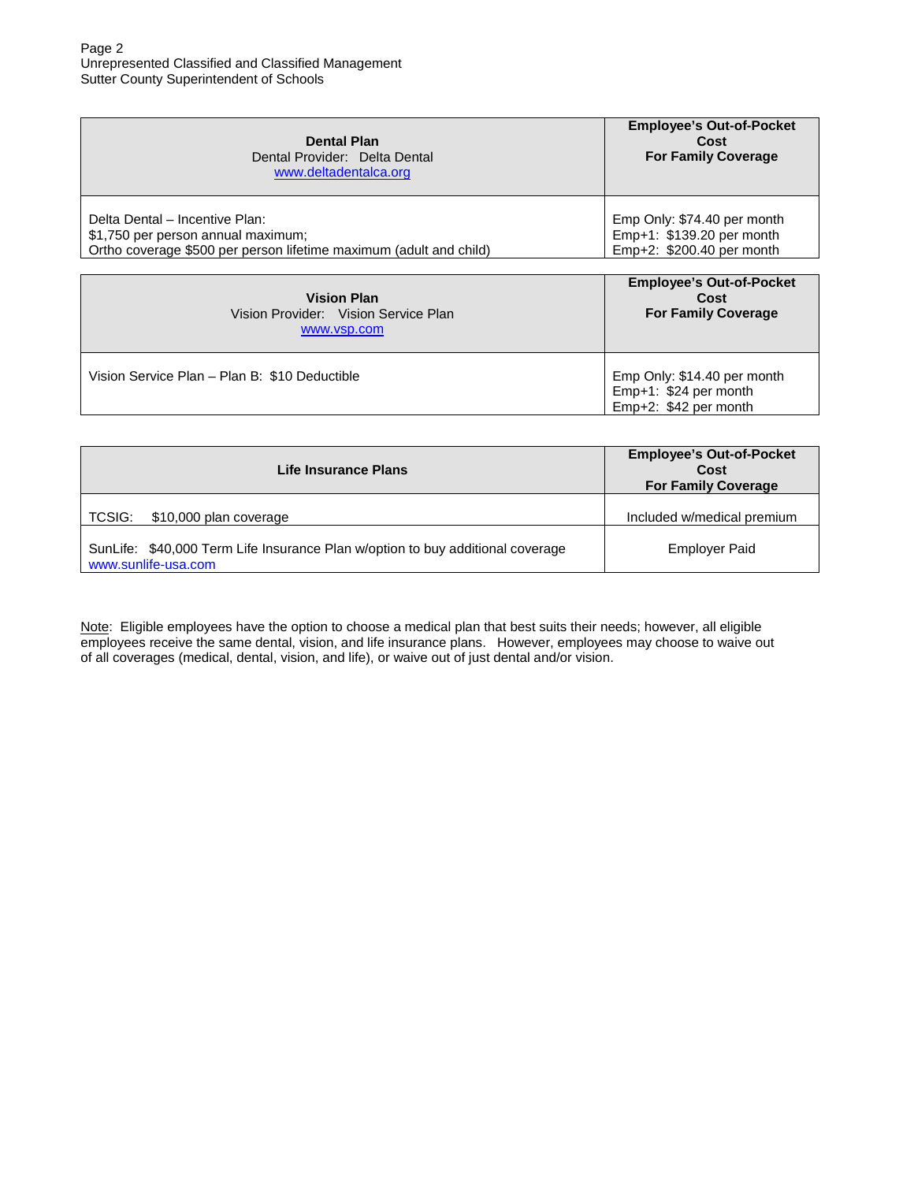| **Dental Plan**<br>Dental Provider: Delta Dental<br>www.deltadentalca.org | **Employee's Out-of-Pocket Cost For Family Coverage** |
|---|---|
| Delta Dental – Incentive Plan:<br>$1,750 per person annual maximum;<br>Ortho coverage $500 per person lifetime maximum (adult and child) | Emp Only: $74.40 per month<br>Emp+1: $139.20 per month<br>Emp+2: $200.40 per month |

| **Vision Plan**<br>Vision Provider: Vision Service Plan<br>www.vsp.com | **Employee's Out-of-Pocket Cost For Family Coverage** |
|---|---|
| Vision Service Plan – Plan B: $10 Deductible | Emp Only: $14.40 per month<br>Emp+1: $24 per month<br>Emp+2: $42 per month |

| **Life Insurance Plans** | **Employee's Out-of-Pocket Cost For Family Coverage** |
|---|---|
| TCSIG: $10,000 plan coverage | Included w/medical premium |
| SunLife: $40,000 Term Life Insurance Plan w/option to buy additional coverage<br>www.sunlife-usa.com | Employer Paid |

Note: Eligible employees have the option to choose a medical plan that best suits their needs; however, all eligible employees receive the same dental, vision, and life insurance plans. However, employees may choose to waive out of all coverages (medical, dental, vision, and life), or waive out of just dental and/or vision.